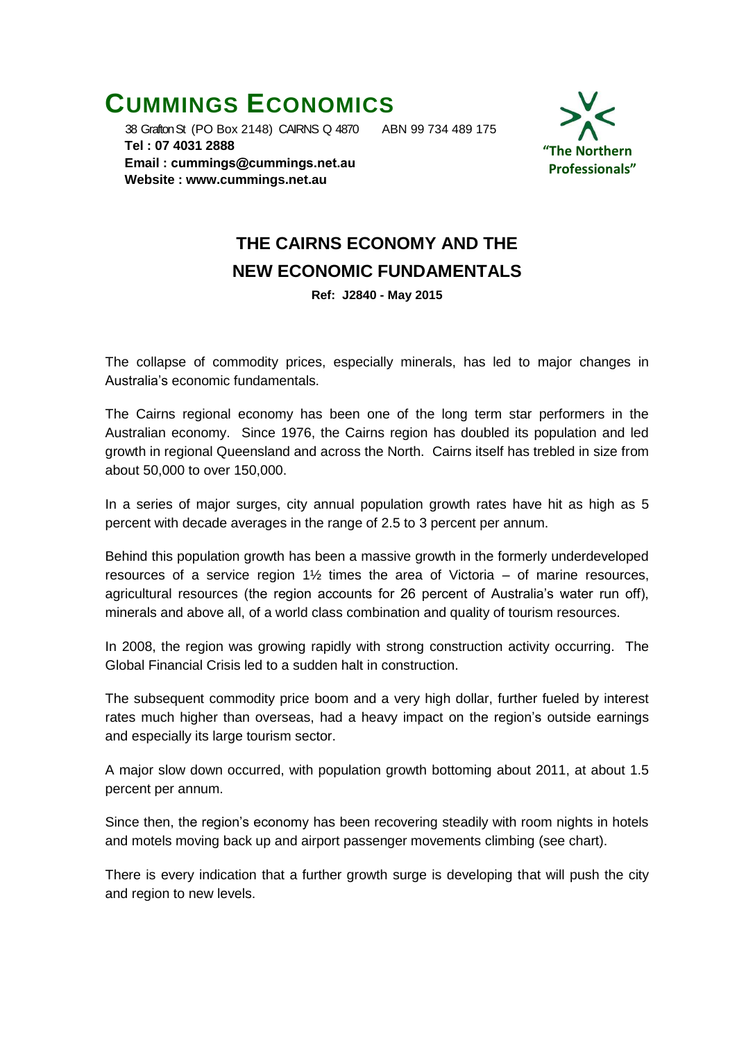# CUMMINGS ECONOMICS

38 Grafton St (PO Box 2148) CAIRNS Q 4870 ABN 99 734 489 175
**Tel : 07 4031 2888**
**Email : cummings@cummings.net.au**
**Website : www.cummings.net.au**

**"The Northern Professionals"**

## THE CAIRNS ECONOMY AND THE NEW ECONOMIC FUNDAMENTALS

**Ref: J2840 - May 2015**

The collapse of commodity prices, especially minerals, has led to major changes in Australia's economic fundamentals.

The Cairns regional economy has been one of the long term star performers in the Australian economy. Since 1976, the Cairns region has doubled its population and led growth in regional Queensland and across the North. Cairns itself has trebled in size from about 50,000 to over 150,000.

In a series of major surges, city annual population growth rates have hit as high as 5 percent with decade averages in the range of 2.5 to 3 percent per annum.

Behind this population growth has been a massive growth in the formerly underdeveloped resources of a service region 1½ times the area of Victoria – of marine resources, agricultural resources (the region accounts for 26 percent of Australia's water run off), minerals and above all, of a world class combination and quality of tourism resources.

In 2008, the region was growing rapidly with strong construction activity occurring. The Global Financial Crisis led to a sudden halt in construction.

The subsequent commodity price boom and a very high dollar, further fueled by interest rates much higher than overseas, had a heavy impact on the region's outside earnings and especially its large tourism sector.

A major slow down occurred, with population growth bottoming about 2011, at about 1.5 percent per annum.

Since then, the region's economy has been recovering steadily with room nights in hotels and motels moving back up and airport passenger movements climbing (see chart).

There is every indication that a further growth surge is developing that will push the city and region to new levels.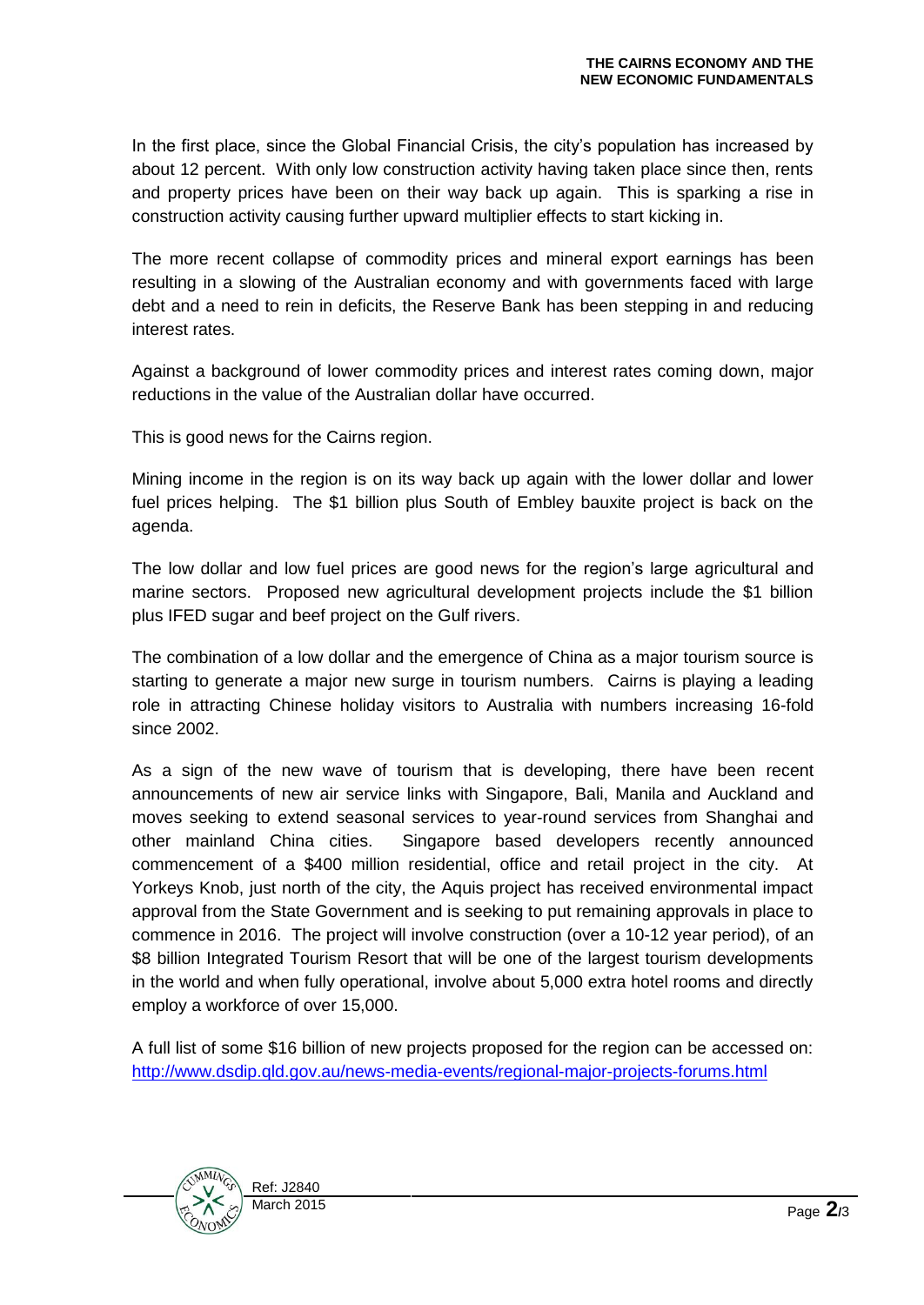In the first place, since the Global Financial Crisis, the city's population has increased by about 12 percent. With only low construction activity having taken place since then, rents and property prices have been on their way back up again. This is sparking a rise in construction activity causing further upward multiplier effects to start kicking in.

The more recent collapse of commodity prices and mineral export earnings has been resulting in a slowing of the Australian economy and with governments faced with large debt and a need to rein in deficits, the Reserve Bank has been stepping in and reducing interest rates.

Against a background of lower commodity prices and interest rates coming down, major reductions in the value of the Australian dollar have occurred.

This is good news for the Cairns region.

Mining income in the region is on its way back up again with the lower dollar and lower fuel prices helping. The $1 billion plus South of Embley bauxite project is back on the agenda.

The low dollar and low fuel prices are good news for the region's large agricultural and marine sectors. Proposed new agricultural development projects include the $1 billion plus IFED sugar and beef project on the Gulf rivers.

The combination of a low dollar and the emergence of China as a major tourism source is starting to generate a major new surge in tourism numbers. Cairns is playing a leading role in attracting Chinese holiday visitors to Australia with numbers increasing 16-fold since 2002.

As a sign of the new wave of tourism that is developing, there have been recent announcements of new air service links with Singapore, Bali, Manila and Auckland and moves seeking to extend seasonal services to year-round services from Shanghai and other mainland China cities. Singapore based developers recently announced commencement of a $400 million residential, office and retail project in the city. At Yorkeys Knob, just north of the city, the Aquis project has received environmental impact approval from the State Government and is seeking to put remaining approvals in place to commence in 2016. The project will involve construction (over a 10-12 year period), of an $8 billion Integrated Tourism Resort that will be one of the largest tourism developments in the world and when fully operational, involve about 5,000 extra hotel rooms and directly employ a workforce of over 15,000.

A full list of some $16 billion of new projects proposed for the region can be accessed on: http://www.dsdip.qld.gov.au/news-media-events/regional-major-projects-forums.html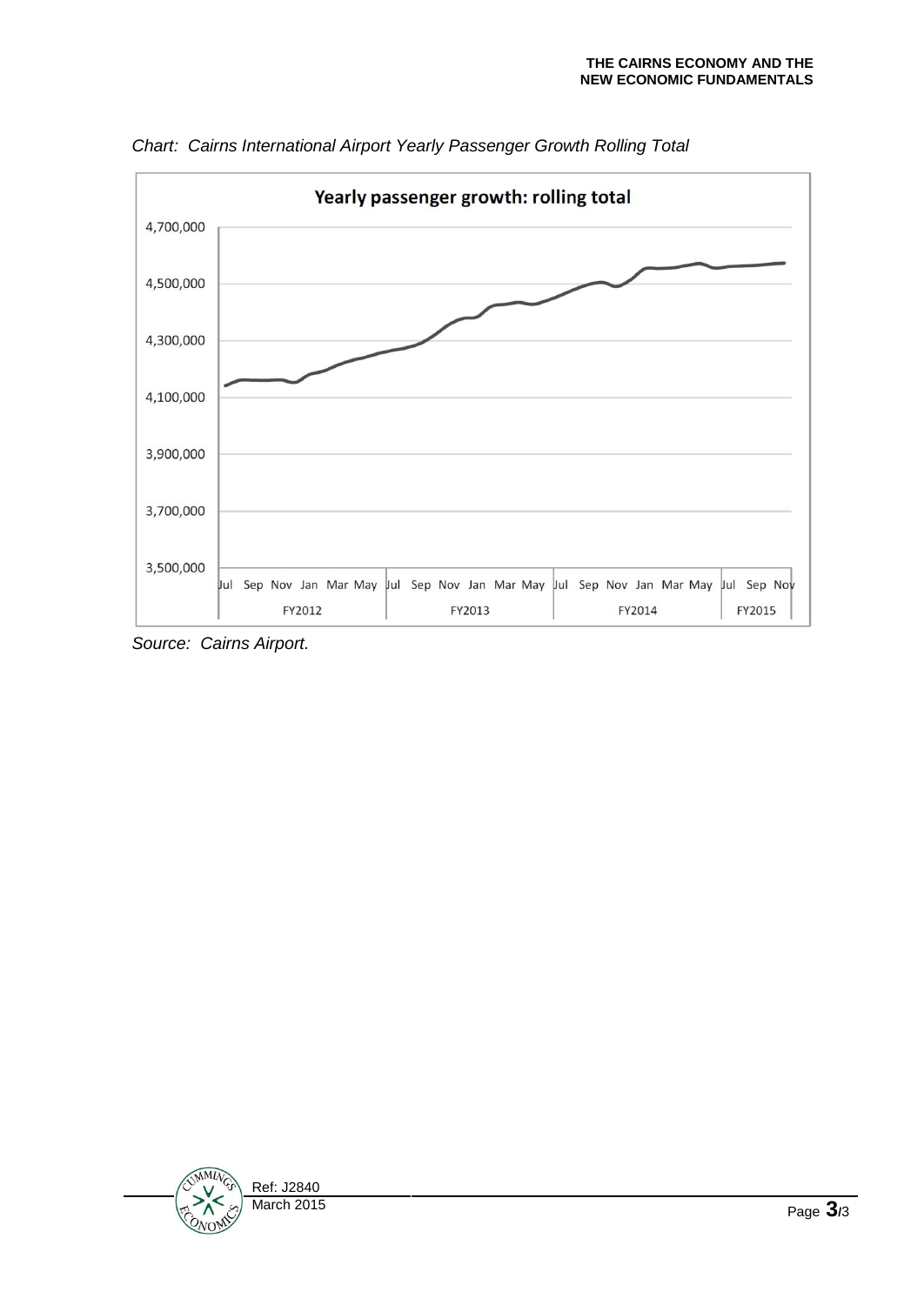*Chart: Cairns International Airport Yearly Passenger Growth Rolling Total*

Yearly passenger growth: rolling total

4,700,000
4,500,000
4,300,000
4,100,000
3,900,000
3,700,000
3,500,000

Jul Sep Nov Jan Mar May Jul Sep Nov Jan Mar May Jul Sep Nov Jan Mar May Jul Sep Nov

FY2012 FY2013 FY2014 FY2015

*Source: Cairns Airport.*